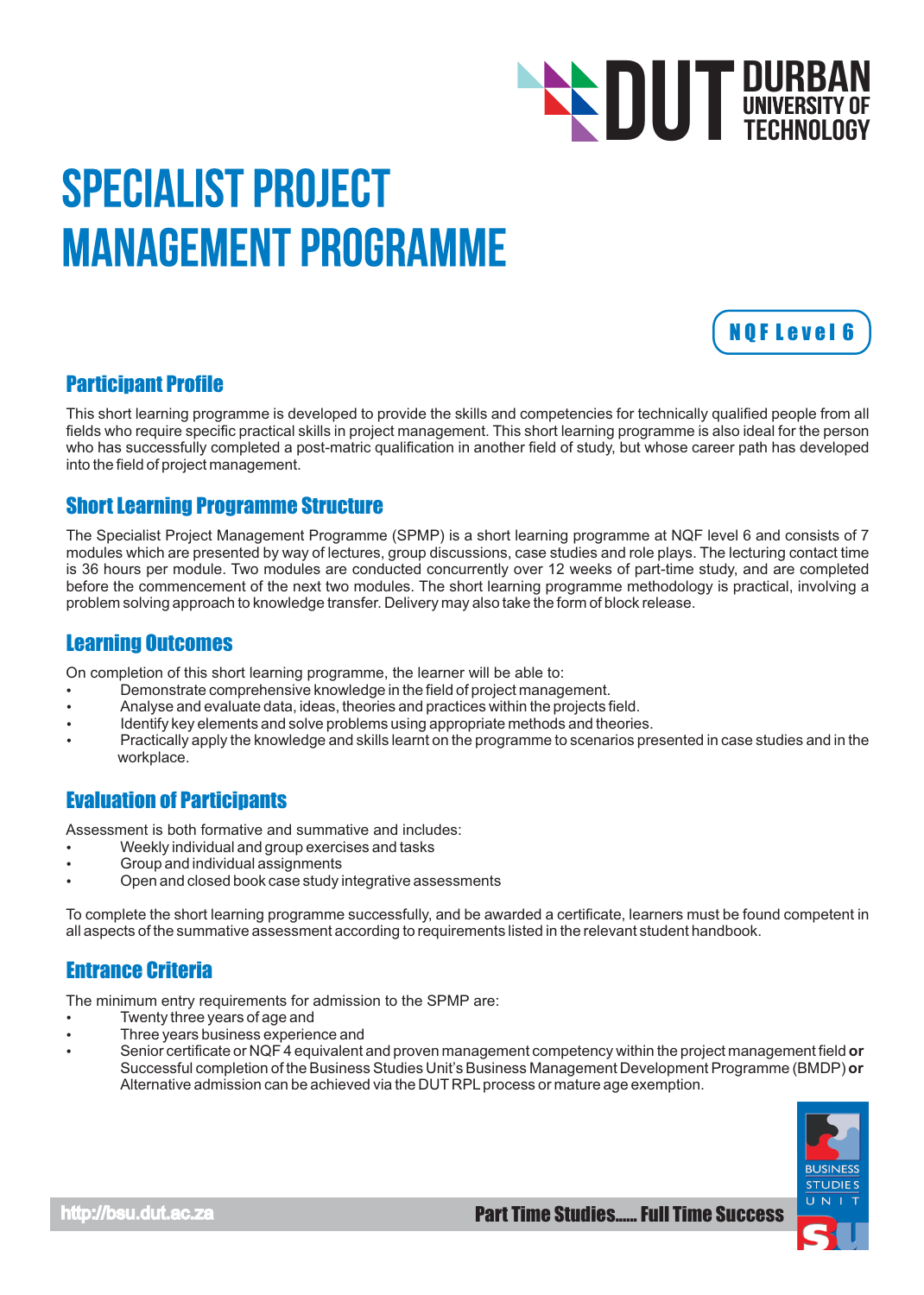# SPECIALIST PROJECT MANAGEMENT PROGRAMME

**NQF Level 6**

## Participant Profile

This short learning programme is developed to provide the skills and competencies for technically qualified people from all fields who require specific practical skills in project management. This short learning programme is also ideal for the person who has successfully completed a post-matric qualification in another field of study, but whose career path has developed into the field of project management.

## Short Learning Programme Structure

The Specialist Project Management Programme (SPMP) is a short learning programme at NQF level 6 and consists of 7 modules which are presented by way of lectures, group discussions, case studies and role plays. The lecturing contact time is 36 hours per module. Two modules are conducted concurrently over 12 weeks of part-time study, and are completed before the commencement of the next two modules. The short learning programme methodology is practical, involving a problem solving approach to knowledge transfer. Delivery may also take the form of block release.

## Learning Outcomes

On completion of this short learning programme, the learner will be able to:

- Demonstrate comprehensive knowledge in the field of project management.
- Analyse and evaluate data, ideas, theories and practices within the projects field.
- Identify key elements and solve problems using appropriate methods and theories.
- Practically apply the knowledge and skills learnt on the programme to scenarios presented in case studies and in the workplace.

## Evaluation of Participants

Assessment is both formative and summative and includes:

- Weekly individual and group exercises and tasks
- Group and individual assignments
- Open and closed book case study integrative assessments

To complete the short learning programme successfully, and be awarded a certificate, learners must be found competent in all aspects of the summative assessment according to requirements listed in the relevant student handbook.

## Entrance Criteria

The minimum entry requirements for admission to the SPMP are:

- Twenty three years of age and
- Three years business experience and
- Senior certificate or NQF 4 equivalent and proven management competency within the project management field **or** Successful completion of the Business Studies Unit's Business Management Development Programme (BMDP) **or** Alternative admission can be achieved via the DUT RPL process or mature age exemption.

http://bsu.dut.ac.za

Part Time Studies...... Full Time Success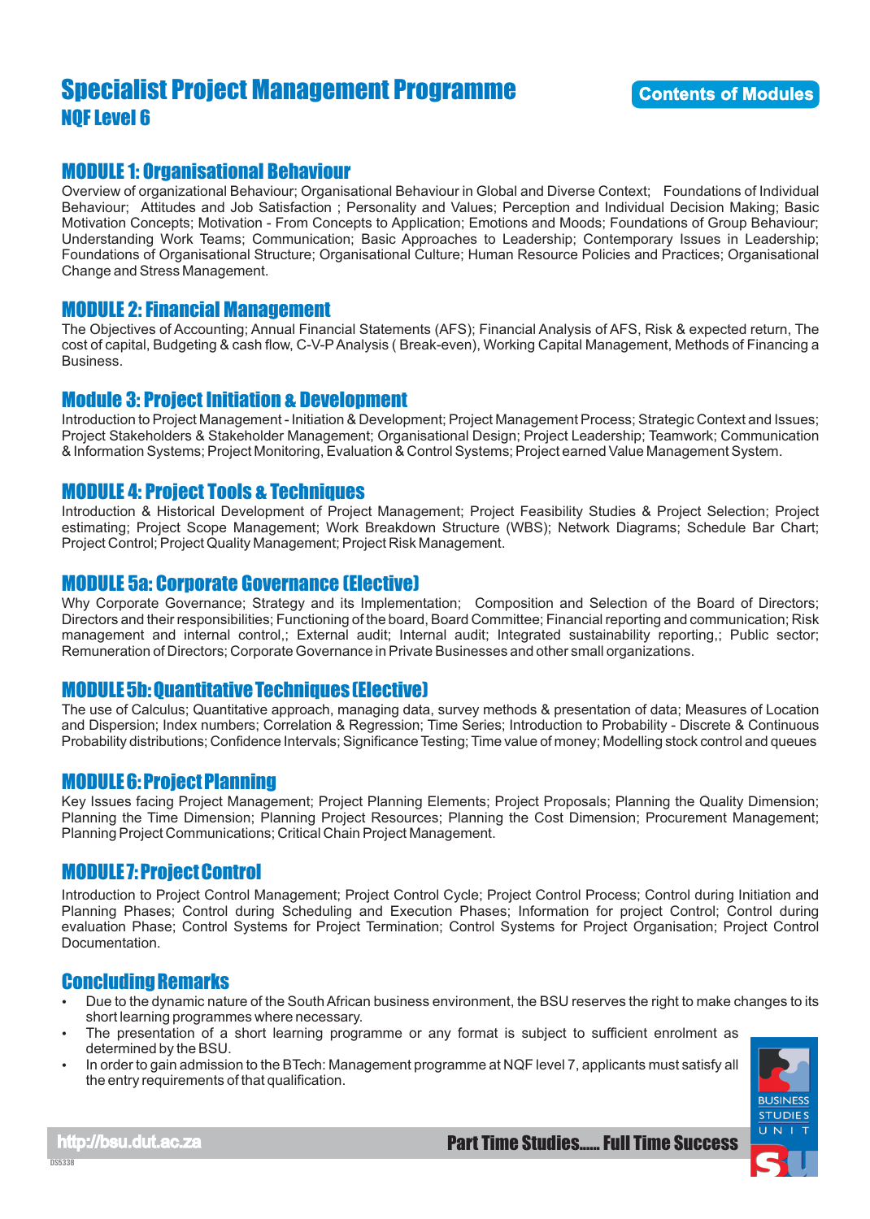# Specialist Project Management Programme

## NQF Level 6

**Contents of Modules**

## MODULE 1: Organisational Behaviour

Overview of organizational Behaviour; Organisational Behaviour in Global and Diverse Context; Foundations of Individual Behaviour; Attitudes and Job Satisfaction ; Personality and Values; Perception and Individual Decision Making; Basic Motivation Concepts; Motivation - From Concepts to Application; Emotions and Moods; Foundations of Group Behaviour; Understanding Work Teams; Communication; Basic Approaches to Leadership; Contemporary Issues in Leadership; Foundations of Organisational Structure; Organisational Culture; Human Resource Policies and Practices; Organisational Change and Stress Management.

## MODULE 2: Financial Management

The Objectives of Accounting; Annual Financial Statements (AFS); Financial Analysis of AFS, Risk & expected return, The cost of capital, Budgeting & cash flow, C-V-P Analysis ( Break-even), Working Capital Management, Methods of Financing a Business.

## Module 3: Project Initiation & Development

Introduction to Project Management - Initiation & Development; Project Management Process; Strategic Context and Issues; Project Stakeholders & Stakeholder Management; Organisational Design; Project Leadership; Teamwork; Communication & Information Systems; Project Monitoring, Evaluation & Control Systems; Project earned Value Management System.

## MODULE 4: Project Tools & Techniques

Introduction & Historical Development of Project Management; Project Feasibility Studies & Project Selection; Project estimating; Project Scope Management; Work Breakdown Structure (WBS); Network Diagrams; Schedule Bar Chart; Project Control; Project Quality Management; Project Risk Management.

## MODULE 5a: Corporate Governance (Elective)

Why Corporate Governance; Strategy and its Implementation; Composition and Selection of the Board of Directors; Directors and their responsibilities; Functioning of the board, Board Committee; Financial reporting and communication; Risk management and internal control,; External audit; Internal audit; Integrated sustainability reporting,; Public sector; Remuneration of Directors; Corporate Governance in Private Businesses and other small organizations.

## MODULE 5b: Quantitative Techniques (Elective)

The use of Calculus; Quantitative approach, managing data, survey methods & presentation of data; Measures of Location and Dispersion; Index numbers; Correlation & Regression; Time Series; Introduction to Probability - Discrete & Continuous Probability distributions; Confidence Intervals; Significance Testing; Time value of money; Modelling stock control and queues

## MODULE 6: Project Planning

Key Issues facing Project Management; Project Planning Elements; Project Proposals; Planning the Quality Dimension; Planning the Time Dimension; Planning Project Resources; Planning the Cost Dimension; Procurement Management; Planning Project Communications; Critical Chain Project Management.

## MODULE 7: Project Control

Introduction to Project Control Management; Project Control Cycle; Project Control Process; Control during Initiation and Planning Phases; Control during Scheduling and Execution Phases; Information for project Control; Control during evaluation Phase; Control Systems for Project Termination; Control Systems for Project Organisation; Project Control Documentation.

## Concluding Remarks

- Due to the dynamic nature of the South African business environment, the BSU reserves the right to make changes to its short learning programmes where necessary.
- The presentation of a short learning programme or any format is subject to sufficient enrolment as determined by the BSU.
- In order to gain admission to the BTech: Management programme at NQF level 7, applicants must satisfy all the entry requirements of that qualification.

BUSINESS STUDIES UNIT

http://bsu.dut.ac.za

Part Time Studies...... Full Time Success

DS5338